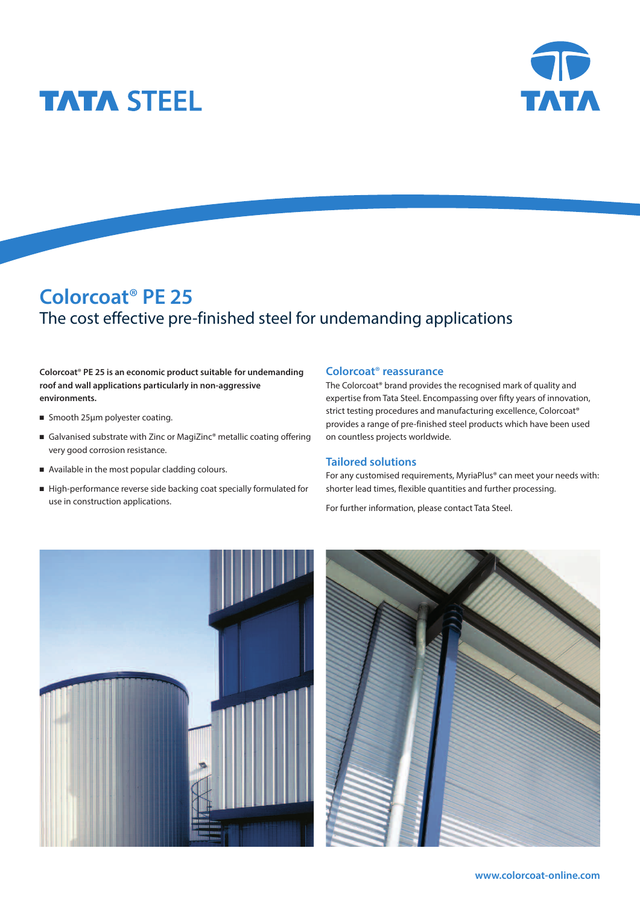TATA STEEL

TATA

# Colorcoat® PE 25

## The cost effective pre-finished steel for undemanding applications

**Colorcoat® PE 25 is an economic product suitable for undemanding roof and wall applications particularly in non-aggressive environments.**

- Smooth 25µm polyester coating.
- Galvanised substrate with Zinc or MagiZinc® metallic coating offering very good corrosion resistance.
- Available in the most popular cladding colours.
- High-performance reverse side backing coat specially formulated for use in construction applications.

### Colorcoat® reassurance

The Colorcoat® brand provides the recognised mark of quality and expertise from Tata Steel. Encompassing over fifty years of innovation, strict testing procedures and manufacturing excellence, Colorcoat® provides a range of pre-finished steel products which have been used on countless projects worldwide.

### Tailored solutions

For any customised requirements, MyriaPlus® can meet your needs with: shorter lead times, flexible quantities and further processing.

For further information, please contact Tata Steel.

www.colorcoat-online.com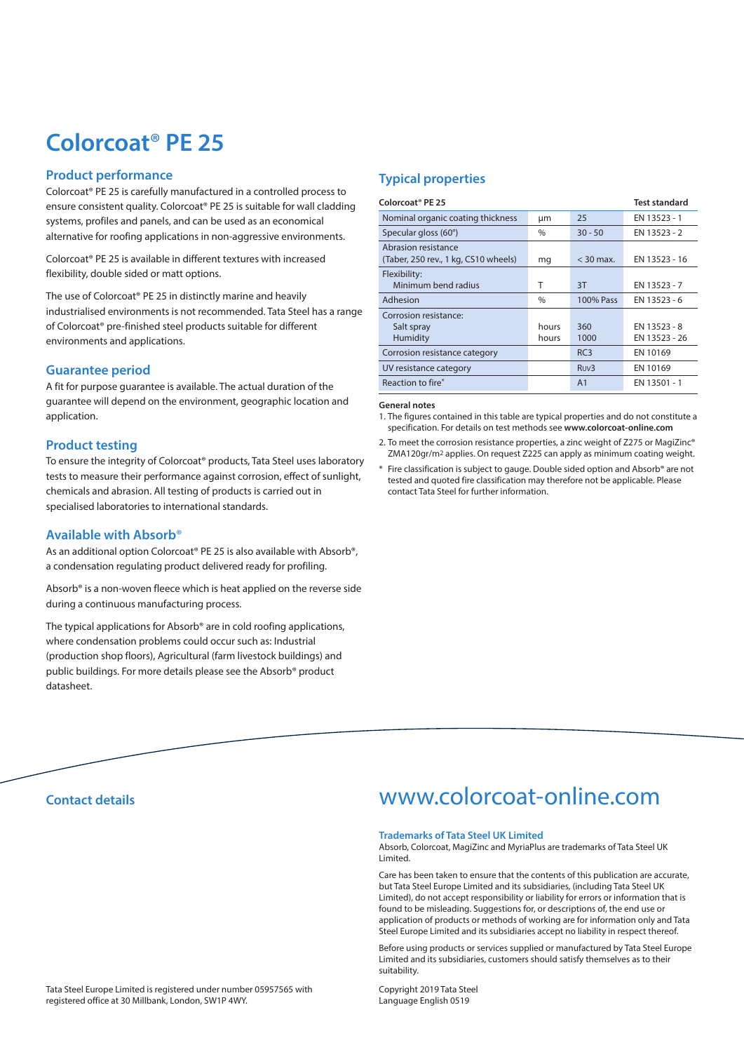# Colorcoat® PE 25

## Product performance

Colorcoat® PE 25 is carefully manufactured in a controlled process to ensure consistent quality. Colorcoat® PE 25 is suitable for wall cladding systems, profiles and panels, and can be used as an economical alternative for roofing applications in non-aggressive environments.

Colorcoat® PE 25 is available in different textures with increased flexibility, double sided or matt options.

The use of Colorcoat® PE 25 in distinctly marine and heavily industrialised environments is not recommended. Tata Steel has a range of Colorcoat® pre-finished steel products suitable for different environments and applications.

## Guarantee period

A fit for purpose guarantee is available. The actual duration of the guarantee will depend on the environment, geographic location and application.

## Product testing

To ensure the integrity of Colorcoat® products, Tata Steel uses laboratory tests to measure their performance against corrosion, effect of sunlight, chemicals and abrasion. All testing of products is carried out in specialised laboratories to international standards.

## Available with Absorb®

As an additional option Colorcoat® PE 25 is also available with Absorb®, a condensation regulating product delivered ready for profiling.

Absorb® is a non-woven fleece which is heat applied on the reverse side during a continuous manufacturing process.

The typical applications for Absorb® are in cold roofing applications, where condensation problems could occur such as: Industrial (production shop floors), Agricultural (farm livestock buildings) and public buildings. For more details please see the Absorb® product datasheet.

## Typical properties

| Colorcoat® PE 25 | | | Test standard |
|---|---|---|---|
| Nominal organic coating thickness | µm | 25 | EN 13523 - 1 |
| Specular gloss (60°) | % | 30 - 50 | EN 13523 - 2 |
| Abrasion resistance (Taber, 250 rev., 1 kg, CS10 wheels) | mg | < 30 max. | EN 13523 - 16 |
| Flexibility: Minimum bend radius | T | 3T | EN 13523 - 7 |
| Adhesion | % | 100% Pass | EN 13523 - 6 |
| Corrosion resistance: Salt spray | hours | 360 | EN 13523 - 8 |
| Corrosion resistance: Humidity | hours | 1000 | EN 13523 - 26 |
| Corrosion resistance category | | RC3 | EN 10169 |
| UV resistance category | | RUV3 | EN 10169 |
| Reaction to fire* | | A1 | EN 13501 - 1 |

**General notes**

1. The figures contained in this table are typical properties and do not constitute a specification. For details on test methods see **www.colorcoat-online.com**
2. To meet the corrosion resistance properties, a zinc weight of Z275 or MagiZinc® ZMA120gr/m² applies. On request Z225 can apply as minimum coating weight.

\* Fire classification is subject to gauge. Double sided option and Absorb® are not tested and quoted fire classification may therefore not be applicable. Please contact Tata Steel for further information.

## Contact details

Tata Steel Europe Limited is registered under number 05957565 with registered office at 30 Millbank, London, SW1P 4WY.

# www.colorcoat-online.com

### Trademarks of Tata Steel UK Limited

Absorb, Colorcoat, MagiZinc and MyriaPlus are trademarks of Tata Steel UK Limited.

Care has been taken to ensure that the contents of this publication are accurate, but Tata Steel Europe Limited and its subsidiaries, (including Tata Steel UK Limited), do not accept responsibility or liability for errors or information that is found to be misleading. Suggestions for, or descriptions of, the end use or application of products or methods of working are for information only and Tata Steel Europe Limited and its subsidiaries accept no liability in respect thereof.

Before using products or services supplied or manufactured by Tata Steel Europe Limited and its subsidiaries, customers should satisfy themselves as to their suitability.

Copyright 2019 Tata Steel
Language English 0519